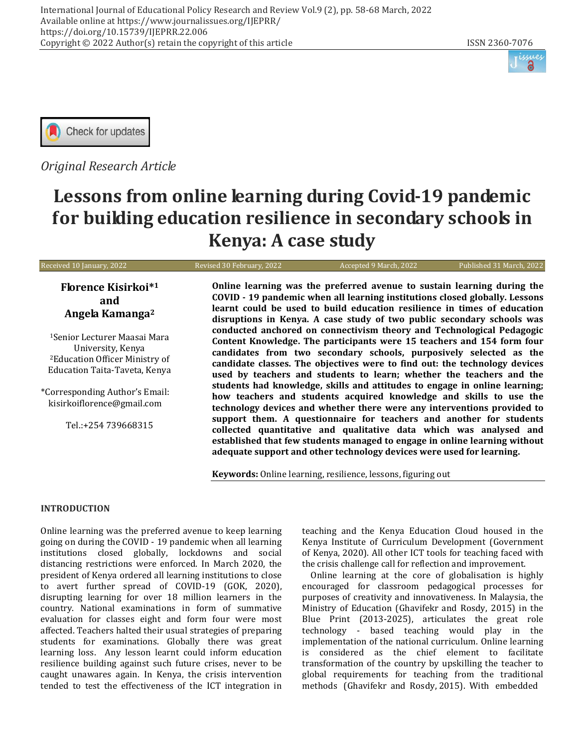*Original Research Article*

# Lessons from online learning during Covid-19 pandemic for building education resilience in secondary schools in Kenya: A case study

Received 10 January, 2022 | Revised 30 February, 2022 | Accepted 9 March, 2022 | Published 31 March, 2022

**Florence Kisirkoi*[1] and Angela Kamanga[2]**

[1]Senior Lecturer Maasai Mara University, Kenya
[2]Education Officer Ministry of Education Taita-Taveta, Kenya

*Corresponding Author's Email: kisirkoiflorence@gmail.com

Tel.:+254 739668315

**Online learning was the preferred avenue to sustain learning during the COVID - 19 pandemic when all learning institutions closed globally. Lessons learnt could be used to build education resilience in times of education disruptions in Kenya. A case study of two public secondary schools was conducted anchored on connectivism theory and Technological Pedagogic Content Knowledge. The participants were 15 teachers and 154 form four candidates from two secondary schools, purposively selected as the candidate classes. The objectives were to find out: the technology devices used by teachers and students to learn; whether the teachers and the students had knowledge, skills and attitudes to engage in online learning; how teachers and students acquired knowledge and skills to use the technology devices and whether there were any interventions provided to support them. A questionnaire for teachers and another for students collected quantitative and qualitative data which was analysed and established that few students managed to engage in online learning without adequate support and other technology devices were used for learning.**

**Keywords:** Online learning, resilience, lessons, figuring out

## INTRODUCTION

Online learning was the preferred avenue to keep learning going on during the COVID - 19 pandemic when all learning institutions closed globally, lockdowns and social distancing restrictions were enforced. In March 2020, the president of Kenya ordered all learning institutions to close to avert further spread of COVID-19 (GOK, 2020), disrupting learning for over 18 million learners in the country. National examinations in form of summative evaluation for classes eight and form four were most affected. Teachers halted their usual strategies of preparing students for examinations. Globally there was great learning loss. Any lesson learnt could inform education resilience building against such future crises, never to be caught unawares again. In Kenya, the crisis intervention tended to test the effectiveness of the ICT integration in teaching and the Kenya Education Cloud housed in the Kenya Institute of Curriculum Development (Government of Kenya, 2020). All other ICT tools for teaching faced with the crisis challenge call for reflection and improvement.

Online learning at the core of globalisation is highly encouraged for classroom pedagogical processes for purposes of creativity and innovativeness. In Malaysia, the Ministry of Education (Ghavifekr and Rosdy, 2015) in the Blue Print (2013-2025), articulates the great role technology - based teaching would play in the implementation of the national curriculum. Online learning is considered as the chief element to facilitate transformation of the country by upskilling the teacher to global requirements for teaching from the traditional methods (Ghavifekr and Rosdy, 2015). With embedded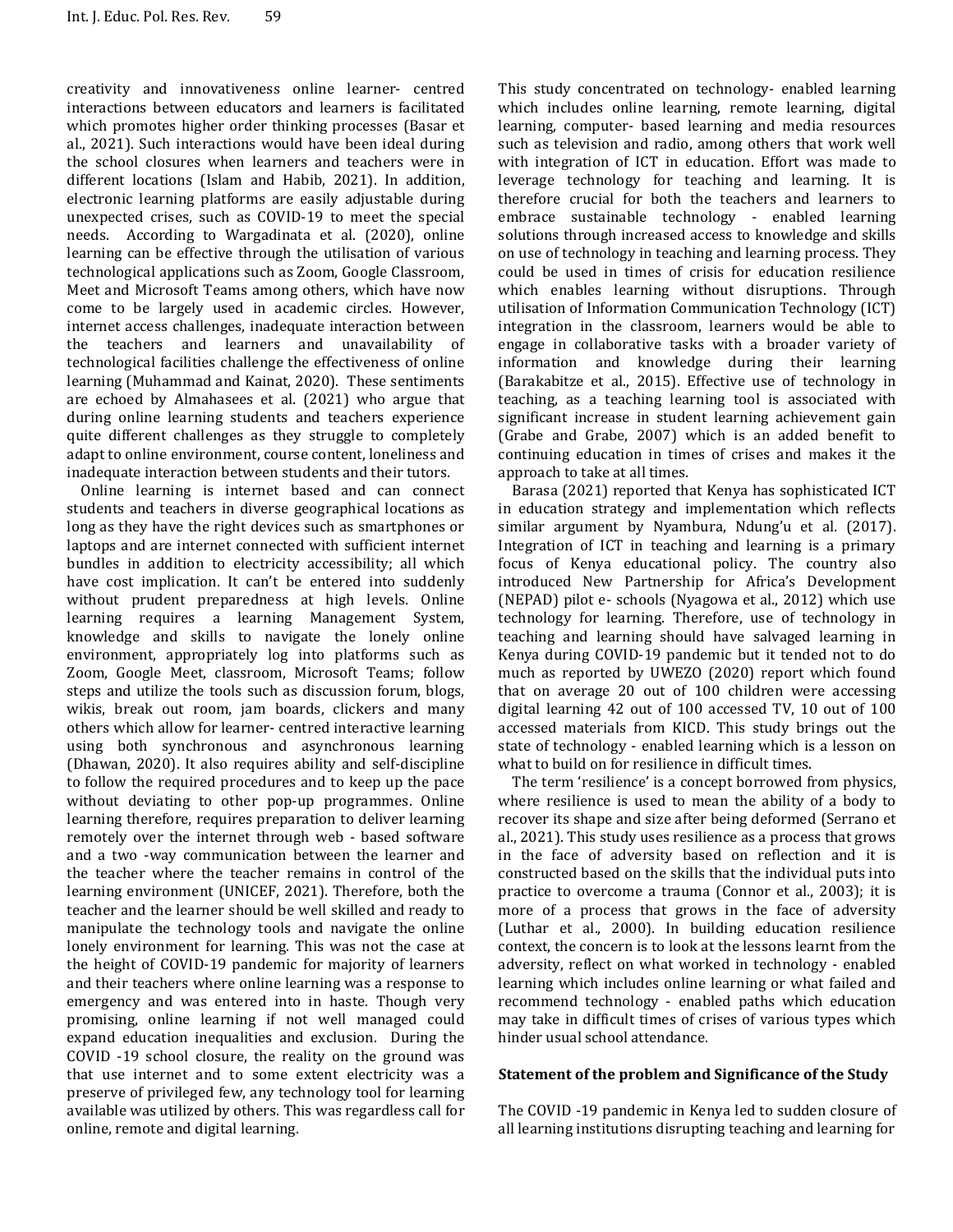creativity and innovativeness online learner- centred interactions between educators and learners is facilitated which promotes higher order thinking processes (Basar et al., 2021). Such interactions would have been ideal during the school closures when learners and teachers were in different locations (Islam and Habib, 2021). In addition, electronic learning platforms are easily adjustable during unexpected crises, such as COVID-19 to meet the special needs. According to Wargadinata et al. (2020), online learning can be effective through the utilisation of various technological applications such as Zoom, Google Classroom, Meet and Microsoft Teams among others, which have now come to be largely used in academic circles. However, internet access challenges, inadequate interaction between the teachers and learners and unavailability of technological facilities challenge the effectiveness of online learning (Muhammad and Kainat, 2020). These sentiments are echoed by Almahasees et al. (2021) who argue that during online learning students and teachers experience quite different challenges as they struggle to completely adapt to online environment, course content, loneliness and inadequate interaction between students and their tutors.

Online learning is internet based and can connect students and teachers in diverse geographical locations as long as they have the right devices such as smartphones or laptops and are internet connected with sufficient internet bundles in addition to electricity accessibility; all which have cost implication. It can't be entered into suddenly without prudent preparedness at high levels. Online learning requires a learning Management System, knowledge and skills to navigate the lonely online environment, appropriately log into platforms such as Zoom, Google Meet, classroom, Microsoft Teams; follow steps and utilize the tools such as discussion forum, blogs, wikis, break out room, jam boards, clickers and many others which allow for learner- centred interactive learning using both synchronous and asynchronous learning (Dhawan, 2020). It also requires ability and self-discipline to follow the required procedures and to keep up the pace without deviating to other pop-up programmes. Online learning therefore, requires preparation to deliver learning remotely over the internet through web - based software and a two -way communication between the learner and the teacher where the teacher remains in control of the learning environment (UNICEF, 2021). Therefore, both the teacher and the learner should be well skilled and ready to manipulate the technology tools and navigate the online lonely environment for learning. This was not the case at the height of COVID-19 pandemic for majority of learners and their teachers where online learning was a response to emergency and was entered into in haste. Though very promising, online learning if not well managed could expand education inequalities and exclusion. During the COVID -19 school closure, the reality on the ground was that use internet and to some extent electricity was a preserve of privileged few, any technology tool for learning available was utilized by others. This was regardless call for online, remote and digital learning.

This study concentrated on technology- enabled learning which includes online learning, remote learning, digital learning, computer- based learning and media resources such as television and radio, among others that work well with integration of ICT in education. Effort was made to leverage technology for teaching and learning. It is therefore crucial for both the teachers and learners to embrace sustainable technology - enabled learning solutions through increased access to knowledge and skills on use of technology in teaching and learning process. They could be used in times of crisis for education resilience which enables learning without disruptions. Through utilisation of Information Communication Technology (ICT) integration in the classroom, learners would be able to engage in collaborative tasks with a broader variety of information and knowledge during their learning (Barakabitze et al., 2015). Effective use of technology in teaching, as a teaching learning tool is associated with significant increase in student learning achievement gain (Grabe and Grabe, 2007) which is an added benefit to continuing education in times of crises and makes it the approach to take at all times.

Barasa (2021) reported that Kenya has sophisticated ICT in education strategy and implementation which reflects similar argument by Nyambura, Ndung'u et al. (2017). Integration of ICT in teaching and learning is a primary focus of Kenya educational policy. The country also introduced New Partnership for Africa's Development (NEPAD) pilot e- schools (Nyagowa et al., 2012) which use technology for learning. Therefore, use of technology in teaching and learning should have salvaged learning in Kenya during COVID-19 pandemic but it tended not to do much as reported by UWEZO (2020) report which found that on average 20 out of 100 children were accessing digital learning 42 out of 100 accessed TV, 10 out of 100 accessed materials from KICD. This study brings out the state of technology - enabled learning which is a lesson on what to build on for resilience in difficult times.

The term 'resilience' is a concept borrowed from physics, where resilience is used to mean the ability of a body to recover its shape and size after being deformed (Serrano et al., 2021). This study uses resilience as a process that grows in the face of adversity based on reflection and it is constructed based on the skills that the individual puts into practice to overcome a trauma (Connor et al., 2003); it is more of a process that grows in the face of adversity (Luthar et al., 2000). In building education resilience context, the concern is to look at the lessons learnt from the adversity, reflect on what worked in technology - enabled learning which includes online learning or what failed and recommend technology - enabled paths which education may take in difficult times of crises of various types which hinder usual school attendance.

## Statement of the problem and Significance of the Study

The COVID -19 pandemic in Kenya led to sudden closure of all learning institutions disrupting teaching and learning for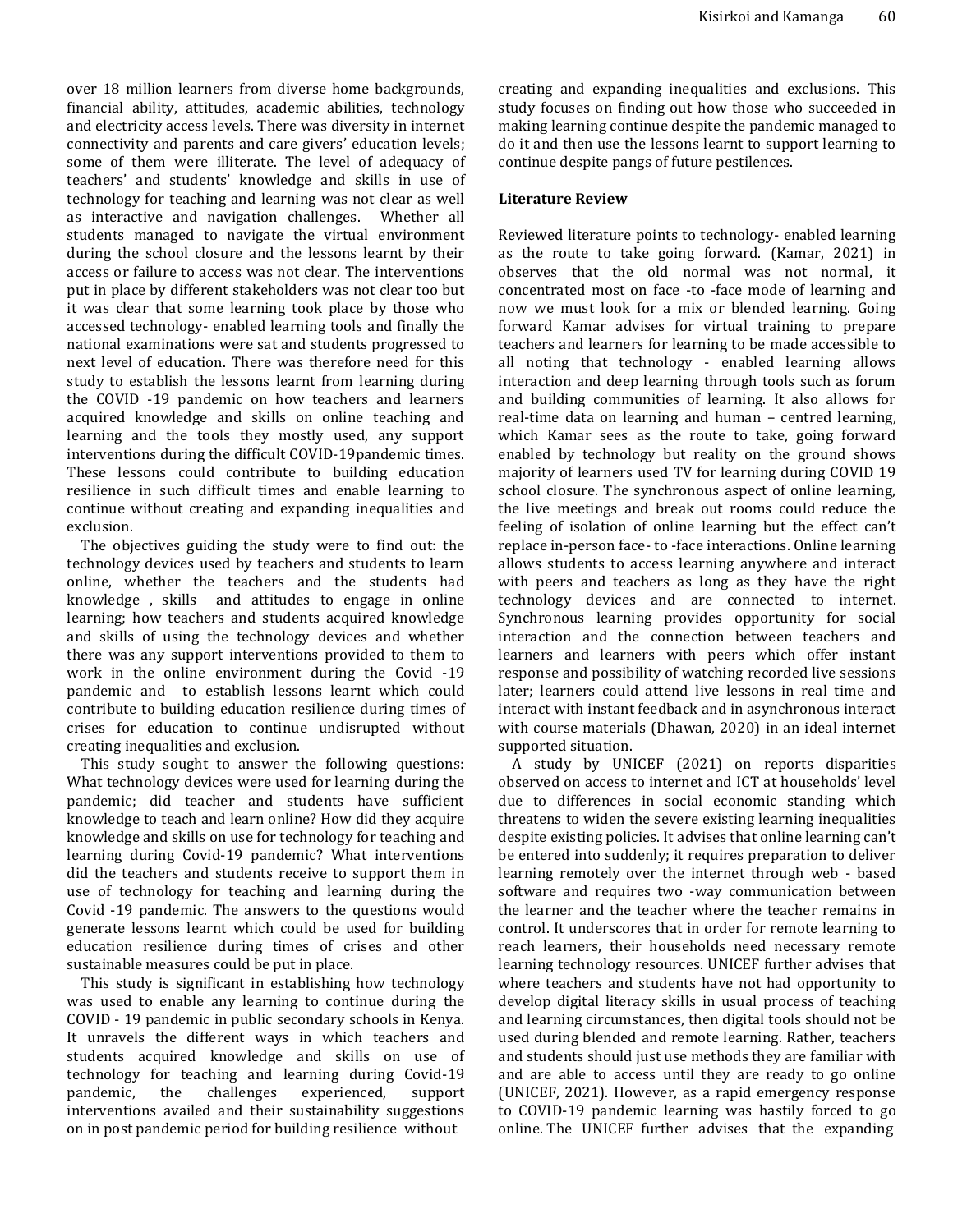over 18 million learners from diverse home backgrounds, financial ability, attitudes, academic abilities, technology and electricity access levels. There was diversity in internet connectivity and parents and care givers' education levels; some of them were illiterate. The level of adequacy of teachers' and students' knowledge and skills in use of technology for teaching and learning was not clear as well as interactive and navigation challenges. Whether all students managed to navigate the virtual environment during the school closure and the lessons learnt by their access or failure to access was not clear. The interventions put in place by different stakeholders was not clear too but it was clear that some learning took place by those who accessed technology- enabled learning tools and finally the national examinations were sat and students progressed to next level of education. There was therefore need for this study to establish the lessons learnt from learning during the COVID -19 pandemic on how teachers and learners acquired knowledge and skills on online teaching and learning and the tools they mostly used, any support interventions during the difficult COVID-19pandemic times. These lessons could contribute to building education resilience in such difficult times and enable learning to continue without creating and expanding inequalities and exclusion.

The objectives guiding the study were to find out: the technology devices used by teachers and students to learn online, whether the teachers and the students had knowledge , skills and attitudes to engage in online learning; how teachers and students acquired knowledge and skills of using the technology devices and whether there was any support interventions provided to them to work in the online environment during the Covid -19 pandemic and to establish lessons learnt which could contribute to building education resilience during times of crises for education to continue undisrupted without creating inequalities and exclusion.

This study sought to answer the following questions: What technology devices were used for learning during the pandemic; did teacher and students have sufficient knowledge to teach and learn online? How did they acquire knowledge and skills on use for technology for teaching and learning during Covid-19 pandemic? What interventions did the teachers and students receive to support them in use of technology for teaching and learning during the Covid -19 pandemic. The answers to the questions would generate lessons learnt which could be used for building education resilience during times of crises and other sustainable measures could be put in place.

This study is significant in establishing how technology was used to enable any learning to continue during the COVID - 19 pandemic in public secondary schools in Kenya. It unravels the different ways in which teachers and students acquired knowledge and skills on use of technology for teaching and learning during Covid-19 pandemic, the challenges experienced, support interventions availed and their sustainability suggestions on in post pandemic period for building resilience without creating and expanding inequalities and exclusions. This study focuses on finding out how those who succeeded in making learning continue despite the pandemic managed to do it and then use the lessons learnt to support learning to continue despite pangs of future pestilences.

## Literature Review

Reviewed literature points to technology- enabled learning as the route to take going forward. (Kamar, 2021) in observes that the old normal was not normal, it concentrated most on face -to -face mode of learning and now we must look for a mix or blended learning. Going forward Kamar advises for virtual training to prepare teachers and learners for learning to be made accessible to all noting that technology - enabled learning allows interaction and deep learning through tools such as forum and building communities of learning. It also allows for real-time data on learning and human – centred learning, which Kamar sees as the route to take, going forward enabled by technology but reality on the ground shows majority of learners used TV for learning during COVID 19 school closure. The synchronous aspect of online learning, the live meetings and break out rooms could reduce the feeling of isolation of online learning but the effect can't replace in-person face- to -face interactions. Online learning allows students to access learning anywhere and interact with peers and teachers as long as they have the right technology devices and are connected to internet. Synchronous learning provides opportunity for social interaction and the connection between teachers and learners and learners with peers which offer instant response and possibility of watching recorded live sessions later; learners could attend live lessons in real time and interact with instant feedback and in asynchronous interact with course materials (Dhawan, 2020) in an ideal internet supported situation.

A study by UNICEF (2021) on reports disparities observed on access to internet and ICT at households' level due to differences in social economic standing which threatens to widen the severe existing learning inequalities despite existing policies. It advises that online learning can't be entered into suddenly; it requires preparation to deliver learning remotely over the internet through web - based software and requires two -way communication between the learner and the teacher where the teacher remains in control. It underscores that in order for remote learning to reach learners, their households need necessary remote learning technology resources. UNICEF further advises that where teachers and students have not had opportunity to develop digital literacy skills in usual process of teaching and learning circumstances, then digital tools should not be used during blended and remote learning. Rather, teachers and students should just use methods they are familiar with and are able to access until they are ready to go online (UNICEF, 2021). However, as a rapid emergency response to COVID-19 pandemic learning was hastily forced to go online. The UNICEF further advises that the expanding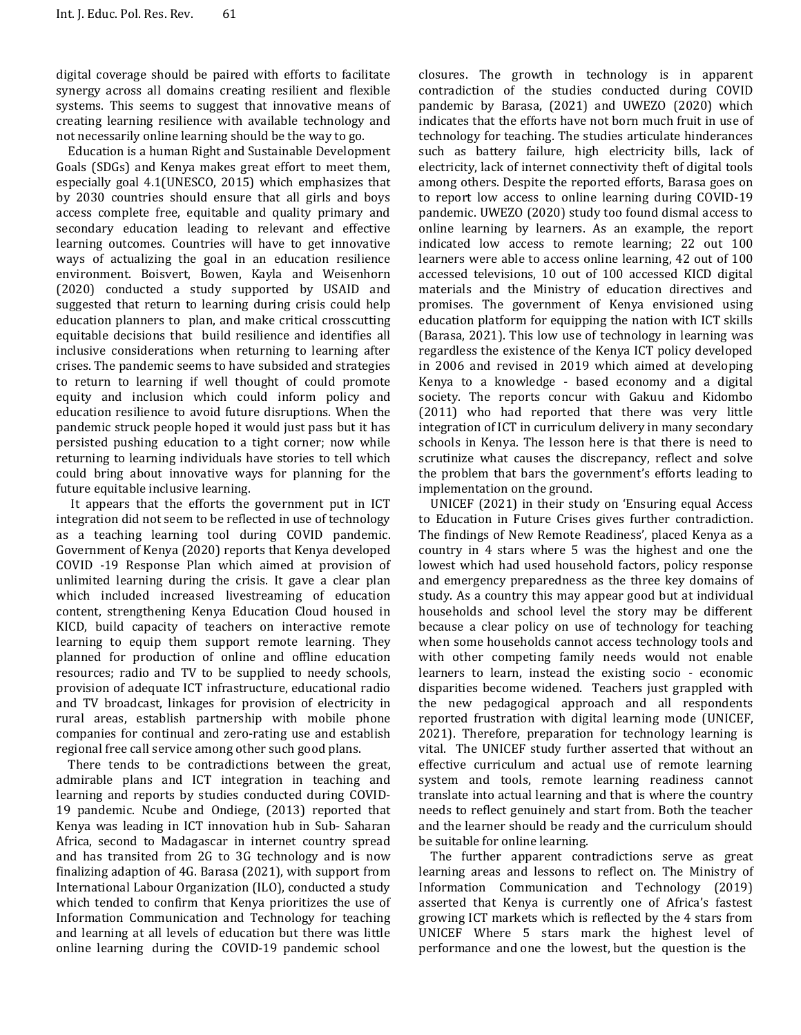digital coverage should be paired with efforts to facilitate synergy across all domains creating resilient and flexible systems. This seems to suggest that innovative means of creating learning resilience with available technology and not necessarily online learning should be the way to go.

Education is a human Right and Sustainable Development Goals (SDGs) and Kenya makes great effort to meet them, especially goal 4.1(UNESCO, 2015) which emphasizes that by 2030 countries should ensure that all girls and boys access complete free, equitable and quality primary and secondary education leading to relevant and effective learning outcomes. Countries will have to get innovative ways of actualizing the goal in an education resilience environment. Boisvert, Bowen, Kayla and Weisenhorn (2020) conducted a study supported by USAID and suggested that return to learning during crisis could help education planners to plan, and make critical crosscutting equitable decisions that build resilience and identifies all inclusive considerations when returning to learning after crises. The pandemic seems to have subsided and strategies to return to learning if well thought of could promote equity and inclusion which could inform policy and education resilience to avoid future disruptions. When the pandemic struck people hoped it would just pass but it has persisted pushing education to a tight corner; now while returning to learning individuals have stories to tell which could bring about innovative ways for planning for the future equitable inclusive learning.

It appears that the efforts the government put in ICT integration did not seem to be reflected in use of technology as a teaching learning tool during COVID pandemic. Government of Kenya (2020) reports that Kenya developed COVID -19 Response Plan which aimed at provision of unlimited learning during the crisis. It gave a clear plan which included increased livestreaming of education content, strengthening Kenya Education Cloud housed in KICD, build capacity of teachers on interactive remote learning to equip them support remote learning. They planned for production of online and offline education resources; radio and TV to be supplied to needy schools, provision of adequate ICT infrastructure, educational radio and TV broadcast, linkages for provision of electricity in rural areas, establish partnership with mobile phone companies for continual and zero-rating use and establish regional free call service among other such good plans.

There tends to be contradictions between the great, admirable plans and ICT integration in teaching and learning and reports by studies conducted during COVID-19 pandemic. Ncube and Ondiege, (2013) reported that Kenya was leading in ICT innovation hub in Sub- Saharan Africa, second to Madagascar in internet country spread and has transited from 2G to 3G technology and is now finalizing adaption of 4G. Barasa (2021), with support from International Labour Organization (ILO), conducted a study which tended to confirm that Kenya prioritizes the use of Information Communication and Technology for teaching and learning at all levels of education but there was little online learning during the COVID-19 pandemic school closures. The growth in technology is in apparent contradiction of the studies conducted during COVID pandemic by Barasa, (2021) and UWEZO (2020) which indicates that the efforts have not born much fruit in use of technology for teaching. The studies articulate hinderances such as battery failure, high electricity bills, lack of electricity, lack of internet connectivity theft of digital tools among others. Despite the reported efforts, Barasa goes on to report low access to online learning during COVID-19 pandemic. UWEZO (2020) study too found dismal access to online learning by learners. As an example, the report indicated low access to remote learning; 22 out 100 learners were able to access online learning, 42 out of 100 accessed televisions, 10 out of 100 accessed KICD digital materials and the Ministry of education directives and promises. The government of Kenya envisioned using education platform for equipping the nation with ICT skills (Barasa, 2021). This low use of technology in learning was regardless the existence of the Kenya ICT policy developed in 2006 and revised in 2019 which aimed at developing Kenya to a knowledge - based economy and a digital society. The reports concur with Gakuu and Kidombo (2011) who had reported that there was very little integration of ICT in curriculum delivery in many secondary schools in Kenya. The lesson here is that there is need to scrutinize what causes the discrepancy, reflect and solve the problem that bars the government's efforts leading to implementation on the ground.

UNICEF (2021) in their study on 'Ensuring equal Access to Education in Future Crises gives further contradiction. The findings of New Remote Readiness', placed Kenya as a country in 4 stars where 5 was the highest and one the lowest which had used household factors, policy response and emergency preparedness as the three key domains of study. As a country this may appear good but at individual households and school level the story may be different because a clear policy on use of technology for teaching when some households cannot access technology tools and with other competing family needs would not enable learners to learn, instead the existing socio - economic disparities become widened. Teachers just grappled with the new pedagogical approach and all respondents reported frustration with digital learning mode (UNICEF, 2021). Therefore, preparation for technology learning is vital. The UNICEF study further asserted that without an effective curriculum and actual use of remote learning system and tools, remote learning readiness cannot translate into actual learning and that is where the country needs to reflect genuinely and start from. Both the teacher and the learner should be ready and the curriculum should be suitable for online learning.

The further apparent contradictions serve as great learning areas and lessons to reflect on. The Ministry of Information Communication and Technology (2019) asserted that Kenya is currently one of Africa's fastest growing ICT markets which is reflected by the 4 stars from UNICEF Where 5 stars mark the highest level of performance and one the lowest, but the question is the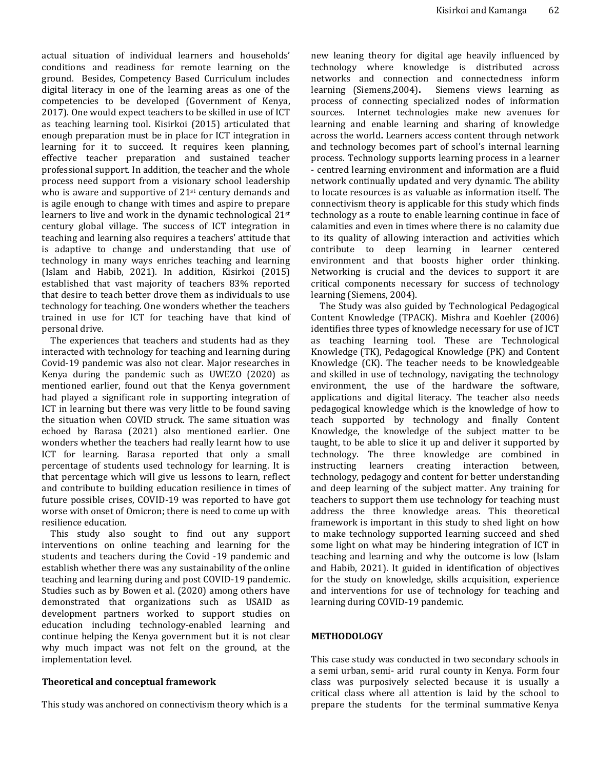actual situation of individual learners and households' conditions and readiness for remote learning on the ground. Besides, Competency Based Curriculum includes digital literacy in one of the learning areas as one of the competencies to be developed (Government of Kenya, 2017). One would expect teachers to be skilled in use of ICT as teaching learning tool. Kisirkoi (2015) articulated that enough preparation must be in place for ICT integration in learning for it to succeed. It requires keen planning, effective teacher preparation and sustained teacher professional support. In addition, the teacher and the whole process need support from a visionary school leadership who is aware and supportive of 21st century demands and is agile enough to change with times and aspire to prepare learners to live and work in the dynamic technological 21st century global village. The success of ICT integration in teaching and learning also requires a teachers' attitude that is adaptive to change and understanding that use of technology in many ways enriches teaching and learning (Islam and Habib, 2021). In addition, Kisirkoi (2015) established that vast majority of teachers 83% reported that desire to teach better drove them as individuals to use technology for teaching. One wonders whether the teachers trained in use for ICT for teaching have that kind of personal drive.

The experiences that teachers and students had as they interacted with technology for teaching and learning during Covid-19 pandemic was also not clear. Major researches in Kenya during the pandemic such as UWEZO (2020) as mentioned earlier, found out that the Kenya government had played a significant role in supporting integration of ICT in learning but there was very little to be found saving the situation when COVID struck. The same situation was echoed by Barasa (2021) also mentioned earlier. One wonders whether the teachers had really learnt how to use ICT for learning. Barasa reported that only a small percentage of students used technology for learning. It is that percentage which will give us lessons to learn, reflect and contribute to building education resilience in times of future possible crises, COVID-19 was reported to have got worse with onset of Omicron; there is need to come up with resilience education.

This study also sought to find out any support interventions on online teaching and learning for the students and teachers during the Covid -19 pandemic and establish whether there was any sustainability of the online teaching and learning during and post COVID-19 pandemic. Studies such as by Bowen et al. (2020) among others have demonstrated that organizations such as USAID as development partners worked to support studies on education including technology-enabled learning and continue helping the Kenya government but it is not clear why much impact was not felt on the ground, at the implementation level.

### Theoretical and conceptual framework

This study was anchored on connectivism theory which is a new leaning theory for digital age heavily influenced by technology where knowledge is distributed across networks and connection and connectedness inform learning (Siemens,2004). Siemens views learning as process of connecting specialized nodes of information sources. Internet technologies make new avenues for learning and enable learning and sharing of knowledge across the world. Learners access content through network and technology becomes part of school's internal learning process. Technology supports learning process in a learner - centred learning environment and information are a fluid network continually updated and very dynamic. The ability to locate resources is as valuable as information itself. The connectivism theory is applicable for this study which finds technology as a route to enable learning continue in face of calamities and even in times where there is no calamity due to its quality of allowing interaction and activities which contribute to deep learning in learner centered environment and that boosts higher order thinking. Networking is crucial and the devices to support it are critical components necessary for success of technology learning (Siemens, 2004).

The Study was also guided by Technological Pedagogical Content Knowledge (TPACK). Mishra and Koehler (2006) identifies three types of knowledge necessary for use of ICT as teaching learning tool. These are Technological Knowledge (TK), Pedagogical Knowledge (PK) and Content Knowledge (CK). The teacher needs to be knowledgeable and skilled in use of technology, navigating the technology environment, the use of the hardware the software, applications and digital literacy. The teacher also needs pedagogical knowledge which is the knowledge of how to teach supported by technology and finally Content Knowledge, the knowledge of the subject matter to be taught, to be able to slice it up and deliver it supported by technology. The three knowledge are combined in instructing learners creating interaction between, technology, pedagogy and content for better understanding and deep learning of the subject matter. Any training for teachers to support them use technology for teaching must address the three knowledge areas. This theoretical framework is important in this study to shed light on how to make technology supported learning succeed and shed some light on what may be hindering integration of ICT in teaching and learning and why the outcome is low (Islam and Habib, 2021). It guided in identification of objectives for the study on knowledge, skills acquisition, experience and interventions for use of technology for teaching and learning during COVID-19 pandemic.

## METHODOLOGY

This case study was conducted in two secondary schools in a semi urban, semi- arid rural county in Kenya. Form four class was purposively selected because it is usually a critical class where all attention is laid by the school to prepare the students for the terminal summative Kenya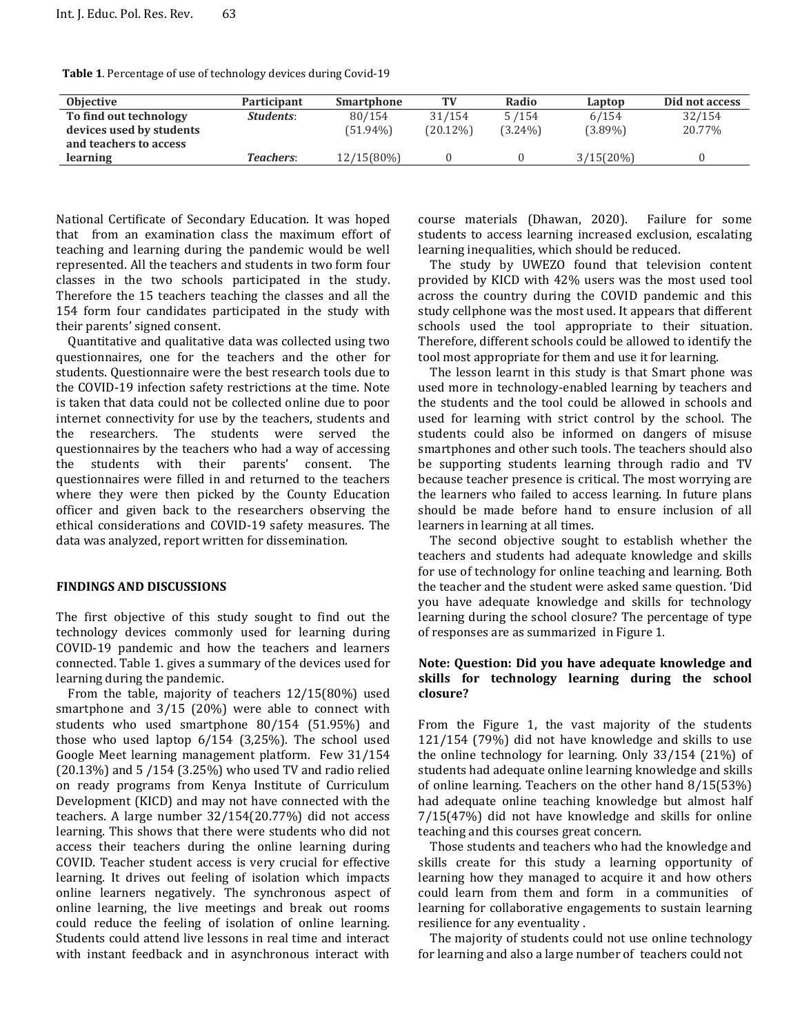**Table 1**. Percentage of use of technology devices during Covid-19

| Objective | Participant | Smartphone | TV | Radio | Laptop | Did not access |
|---|---|---|---|---|---|---|
| To find out technology devices used by students and teachers to access learning | *Students*: | 80/154 (51.94%) | 31/154 (20.12%) | 5 /154 (3.24%) | 6/154 (3.89%) | 32/154 20.77% |
| | *Teachers*: | 12/15(80%) | 0 | 0 | 3/15(20%) | 0 |

National Certificate of Secondary Education. It was hoped that from an examination class the maximum effort of teaching and learning during the pandemic would be well represented. All the teachers and students in two form four classes in the two schools participated in the study. Therefore the 15 teachers teaching the classes and all the 154 form four candidates participated in the study with their parents' signed consent.

Quantitative and qualitative data was collected using two questionnaires, one for the teachers and the other for students. Questionnaire were the best research tools due to the COVID-19 infection safety restrictions at the time. Note is taken that data could not be collected online due to poor internet connectivity for use by the teachers, students and the researchers. The students were served the questionnaires by the teachers who had a way of accessing the students with their parents' consent. The questionnaires were filled in and returned to the teachers where they were then picked by the County Education officer and given back to the researchers observing the ethical considerations and COVID-19 safety measures. The data was analyzed, report written for dissemination.

## FINDINGS AND DISCUSSIONS

The first objective of this study sought to find out the technology devices commonly used for learning during COVID-19 pandemic and how the teachers and learners connected. Table 1. gives a summary of the devices used for learning during the pandemic.

From the table, majority of teachers 12/15(80%) used smartphone and 3/15 (20%) were able to connect with students who used smartphone 80/154 (51.95%) and those who used laptop 6/154 (3,25%). The school used Google Meet learning management platform. Few 31/154 (20.13%) and 5 /154 (3.25%) who used TV and radio relied on ready programs from Kenya Institute of Curriculum Development (KICD) and may not have connected with the teachers. A large number 32/154(20.77%) did not access learning. This shows that there were students who did not access their teachers during the online learning during COVID. Teacher student access is very crucial for effective learning. It drives out feeling of isolation which impacts online learners negatively. The synchronous aspect of online learning, the live meetings and break out rooms could reduce the feeling of isolation of online learning. Students could attend live lessons in real time and interact with instant feedback and in asynchronous interact with course materials (Dhawan, 2020). Failure for some students to access learning increased exclusion, escalating learning inequalities, which should be reduced.

The study by UWEZO found that television content provided by KICD with 42% users was the most used tool across the country during the COVID pandemic and this study cellphone was the most used. It appears that different schools used the tool appropriate to their situation. Therefore, different schools could be allowed to identify the tool most appropriate for them and use it for learning.

The lesson learnt in this study is that Smart phone was used more in technology-enabled learning by teachers and the students and the tool could be allowed in schools and used for learning with strict control by the school. The students could also be informed on dangers of misuse smartphones and other such tools. The teachers should also be supporting students learning through radio and TV because teacher presence is critical. The most worrying are the learners who failed to access learning. In future plans should be made before hand to ensure inclusion of all learners in learning at all times.

The second objective sought to establish whether the teachers and students had adequate knowledge and skills for use of technology for online teaching and learning. Both the teacher and the student were asked same question. 'Did you have adequate knowledge and skills for technology learning during the school closure? The percentage of type of responses are as summarized in Figure 1.

**Note: Question: Did you have adequate knowledge and skills for technology learning during the school closure?**

From the Figure 1, the vast majority of the students 121/154 (79%) did not have knowledge and skills to use the online technology for learning. Only 33/154 (21%) of students had adequate online learning knowledge and skills of online learning. Teachers on the other hand 8/15(53%) had adequate online teaching knowledge but almost half 7/15(47%) did not have knowledge and skills for online teaching and this courses great concern.

Those students and teachers who had the knowledge and skills create for this study a learning opportunity of learning how they managed to acquire it and how others could learn from them and form in a communities of learning for collaborative engagements to sustain learning resilience for any eventuality .

The majority of students could not use online technology for learning and also a large number of teachers could not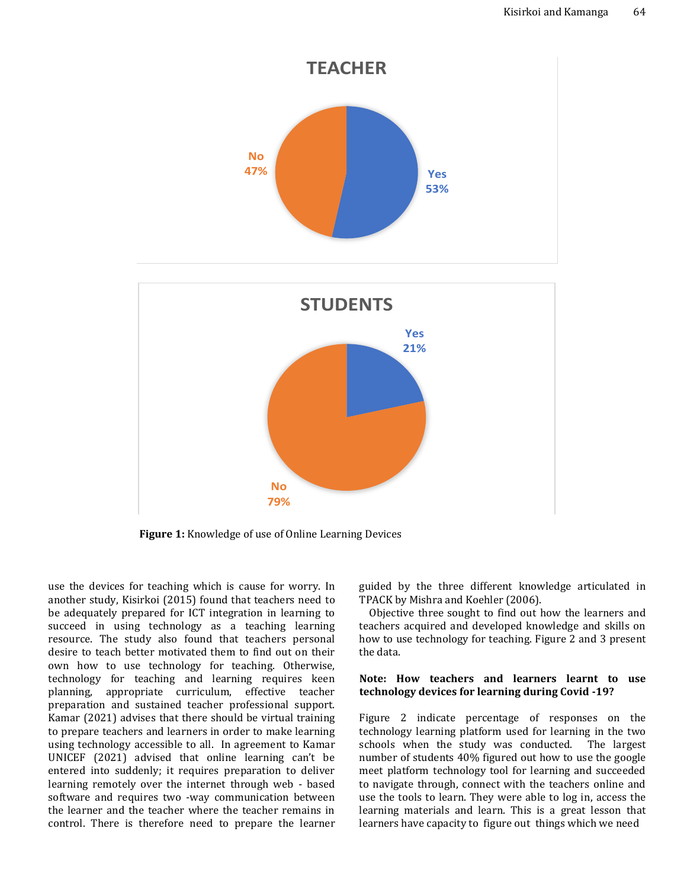**TEACHER**

No 47%

Yes 53%

**STUDENTS**

Yes 21%

No 79%

**Figure 1:** Knowledge of use of Online Learning Devices

use the devices for teaching which is cause for worry. In another study, Kisirkoi (2015) found that teachers need to be adequately prepared for ICT integration in learning to succeed in using technology as a teaching learning resource. The study also found that teachers personal desire to teach better motivated them to find out on their own how to use technology for teaching. Otherwise, technology for teaching and learning requires keen planning, appropriate curriculum, effective teacher preparation and sustained teacher professional support. Kamar (2021) advises that there should be virtual training to prepare teachers and learners in order to make learning using technology accessible to all. In agreement to Kamar UNICEF (2021) advised that online learning can't be entered into suddenly; it requires preparation to deliver learning remotely over the internet through web - based software and requires two -way communication between the learner and the teacher where the teacher remains in control. There is therefore need to prepare the learner guided by the three different knowledge articulated in TPACK by Mishra and Koehler (2006).

Objective three sought to find out how the learners and teachers acquired and developed knowledge and skills on how to use technology for teaching. Figure 2 and 3 present the data.

**Note: How teachers and learners learnt to use technology devices for learning during Covid -19?**

Figure 2 indicate percentage of responses on the technology learning platform used for learning in the two schools when the study was conducted. The largest number of students 40% figured out how to use the google meet platform technology tool for learning and succeeded to navigate through, connect with the teachers online and use the tools to learn. They were able to log in, access the learning materials and learn. This is a great lesson that learners have capacity to figure out things which we need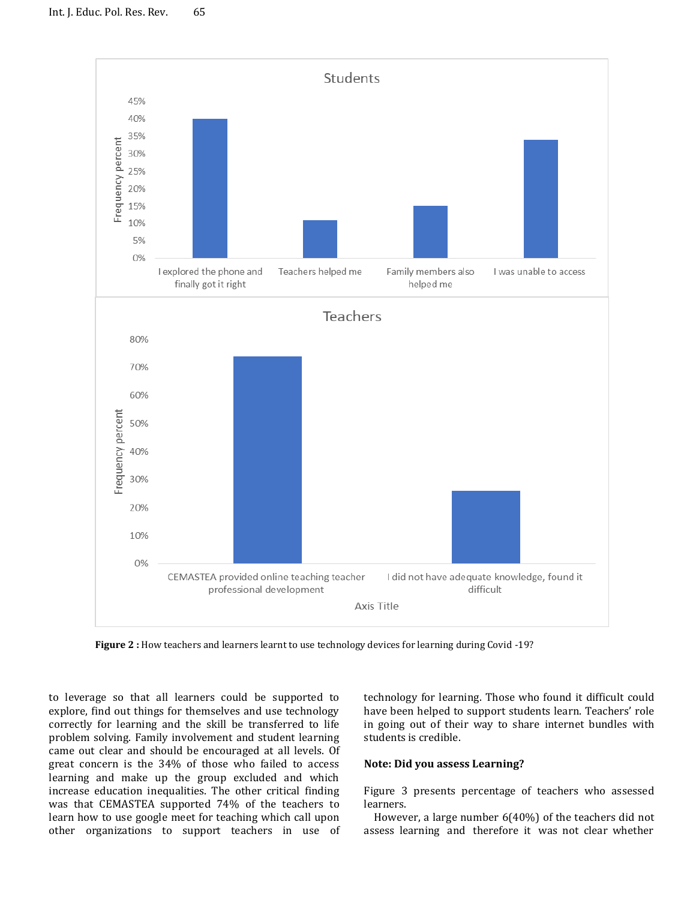**Figure 2 :** How teachers and learners learnt to use technology devices for learning during Covid -19?

to leverage so that all learners could be supported to explore, find out things for themselves and use technology correctly for learning and the skill be transferred to life problem solving. Family involvement and student learning came out clear and should be encouraged at all levels. Of great concern is the 34% of those who failed to access learning and make up the group excluded and which increase education inequalities. The other critical finding was that CEMASTEA supported 74% of the teachers to learn how to use google meet for teaching which call upon other organizations to support teachers in use of technology for learning. Those who found it difficult could have been helped to support students learn. Teachers' role in going out of their way to share internet bundles with students is credible.

**Note: Did you assess Learning?**

Figure 3 presents percentage of teachers who assessed learners.

However, a large number 6(40%) of the teachers did not assess learning and therefore it was not clear whether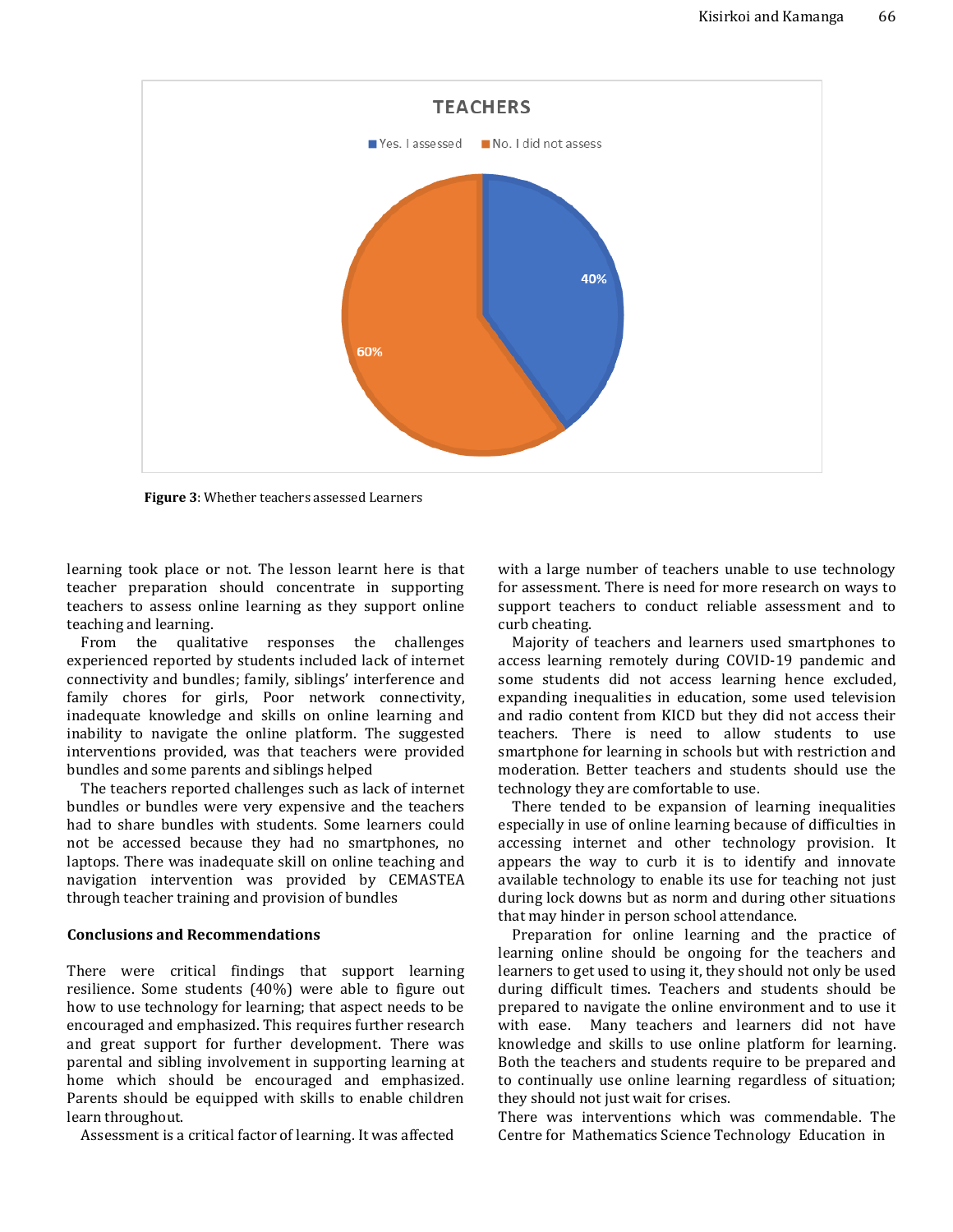**Figure 3**: Whether teachers assessed Learners

learning took place or not. The lesson learnt here is that teacher preparation should concentrate in supporting teachers to assess online learning as they support online teaching and learning.

From the qualitative responses the challenges experienced reported by students included lack of internet connectivity and bundles; family, siblings' interference and family chores for girls, Poor network connectivity, inadequate knowledge and skills on online learning and inability to navigate the online platform. The suggested interventions provided, was that teachers were provided bundles and some parents and siblings helped

The teachers reported challenges such as lack of internet bundles or bundles were very expensive and the teachers had to share bundles with students. Some learners could not be accessed because they had no smartphones, no laptops. There was inadequate skill on online teaching and navigation intervention was provided by CEMASTEA through teacher training and provision of bundles

### Conclusions and Recommendations

There were critical findings that support learning resilience. Some students (40%) were able to figure out how to use technology for learning; that aspect needs to be encouraged and emphasized. This requires further research and great support for further development. There was parental and sibling involvement in supporting learning at home which should be encouraged and emphasized. Parents should be equipped with skills to enable children learn throughout.

Assessment is a critical factor of learning. It was affected with a large number of teachers unable to use technology for assessment. There is need for more research on ways to support teachers to conduct reliable assessment and to curb cheating.

Majority of teachers and learners used smartphones to access learning remotely during COVID-19 pandemic and some students did not access learning hence excluded, expanding inequalities in education, some used television and radio content from KICD but they did not access their teachers. There is need to allow students to use smartphone for learning in schools but with restriction and moderation. Better teachers and students should use the technology they are comfortable to use.

There tended to be expansion of learning inequalities especially in use of online learning because of difficulties in accessing internet and other technology provision. It appears the way to curb it is to identify and innovate available technology to enable its use for teaching not just during lock downs but as norm and during other situations that may hinder in person school attendance.

Preparation for online learning and the practice of learning online should be ongoing for the teachers and learners to get used to using it, they should not only be used during difficult times. Teachers and students should be prepared to navigate the online environment and to use it with ease. Many teachers and learners did not have knowledge and skills to use online platform for learning. Both the teachers and students require to be prepared and to continually use online learning regardless of situation; they should not just wait for crises.

There was interventions which was commendable. The Centre for Mathematics Science Technology Education in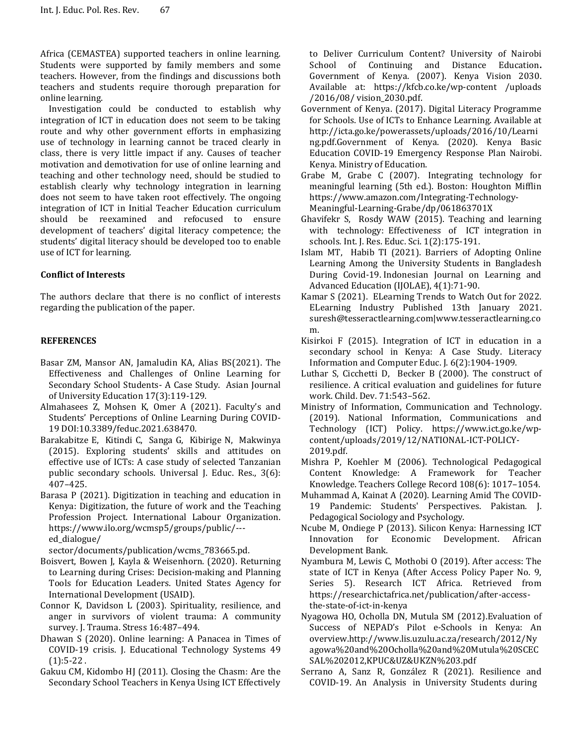Africa (CEMASTEA) supported teachers in online learning. Students were supported by family members and some teachers. However, from the findings and discussions both teachers and students require thorough preparation for online learning.

Investigation could be conducted to establish why integration of ICT in education does not seem to be taking route and why other government efforts in emphasizing use of technology in learning cannot be traced clearly in class, there is very little impact if any. Causes of teacher motivation and demotivation for use of online learning and teaching and other technology need, should be studied to establish clearly why technology integration in learning does not seem to have taken root effectively. The ongoing integration of ICT in Initial Teacher Education curriculum should be reexamined and refocused to ensure development of teachers' digital literacy competence; the students' digital literacy should be developed too to enable use of ICT for learning.

**Conflict of Interests**

The authors declare that there is no conflict of interests regarding the publication of the paper.

**REFERENCES**

Basar ZM, Mansor AN, Jamaludin KA, Alias BS(2021). The Effectiveness and Challenges of Online Learning for Secondary School Students- A Case Study. Asian Journal of University Education 17(3):119-129.

Almahasees Z, Mohsen K, Omer A (2021). Faculty's and Students' Perceptions of Online Learning During COVID-19 DOI:10.3389/feduc.2021.638470.

Barakabitze E, Kitindi C, Sanga G, Kibirige N, Makwinya (2015). Exploring students' skills and attitudes on effective use of ICTs: A case study of selected Tanzanian public secondary schools. Universal J. Educ. Res., 3(6): 407–425.

Barasa P (2021). Digitization in teaching and education in Kenya: Digitization, the future of work and the Teaching Profession Project. International Labour Organization. https://www.ilo.org/wcmsp5/groups/public/---ed_dialogue/sector/documents/publication/wcms_783665.pd.

Boisvert, Bowen J, Kayla & Weisenhorn. (2020). Returning to Learning during Crises: Decision-making and Planning Tools for Education Leaders. United States Agency for International Development (USAID).

Connor K, Davidson L (2003). Spirituality, resilience, and anger in survivors of violent trauma: A community survey. J. Trauma. Stress 16:487–494.

Dhawan S (2020). Online learning: A Panacea in Times of COVID-19 crisis. J. Educational Technology Systems 49 (1):5-22 .

Gakuu CM, Kidombo HJ (2011). Closing the Chasm: Are the Secondary School Teachers in Kenya Using ICT Effectively to Deliver Curriculum Content? University of Nairobi School of Continuing and Distance Education**.** Government of Kenya. (2007). Kenya Vision 2030. Available at: https://kfcb.co.ke/wp-content /uploads /2016/08/ vision_2030.pdf.

Government of Kenya. (2017). Digital Literacy Programme for Schools. Use of ICTs to Enhance Learning. Available at http://icta.go.ke/powerassets/uploads/2016/10/Learning.pdf.Government of Kenya. (2020). Kenya Basic Education COVID-19 Emergency Response Plan Nairobi. Kenya. Ministry of Education.

Grabe M, Grabe C (2007). Integrating technology for meaningful learning (5th ed.). Boston: Houghton Mifflin https://www.amazon.com/Integrating-Technology-Meaningful-Learning-Grabe/dp/061863701X

Ghavifekr S, Rosdy WAW (2015). Teaching and learning with technology: Effectiveness of ICT integration in schools. Int. J. Res. Educ. Sci. 1(2):175-191.

Islam MT, Habib TI (2021). Barriers of Adopting Online Learning Among the University Students in Bangladesh During Covid-19. Indonesian Journal on Learning and Advanced Education (IJOLAE), 4(1):71-90.

Kamar S (2021). ELearning Trends to Watch Out for 2022. ELearning Industry Published 13th January 2021. suresh@tesseractlearning.com|www.tesseractlearning.com.

Kisirkoi F (2015). Integration of ICT in education in a secondary school in Kenya: A Case Study. Literacy Information and Computer Educ. J. 6(2):1904-1909.

Luthar S, Cicchetti D, Becker B (2000). The construct of resilience. A critical evaluation and guidelines for future work. Child. Dev. 71:543–562.

Ministry of Information, Communication and Technology. (2019). National Information, Communications and Technology (ICT) Policy. https://www.ict.go.ke/wp-content/uploads/2019/12/NATIONAL-ICT-POLICY-2019.pdf.

Mishra P, Koehler M (2006). Technological Pedagogical Content Knowledge: A Framework for Teacher Knowledge. Teachers College Record 108(6): 1017–1054.

Muhammad A, Kainat A (2020). Learning Amid The COVID-19 Pandemic: Students' Perspectives. Pakistan. J. Pedagogical Sociology and Psychology.

Ncube M, Ondiege P (2013). Silicon Kenya: Harnessing ICT Innovation for Economic Development. African Development Bank.

Nyambura M, Lewis C, Mothobi O (2019). After access: The state of ICT in Kenya (After Access Policy Paper No. 9, Series 5). Research ICT Africa. Retrieved from https://researchictafrica.net/publication/after-access-the-state-of-ict-in-kenya

Nyagowa HO, Ocholla DN, Mutula SM (2012).Evaluation of Success of NEPAD's Pilot e-Schools in Kenya: An overview.http://www.lis.uzulu.ac.za/research/2012/Nyagowa%20and%20Ocholla%20and%20Mutula%20SCECSAL%202012,KPUC&UZ&UKZN%203.pdf

Serrano A, Sanz R, González R (2021). Resilience and COVID-19. An Analysis in University Students during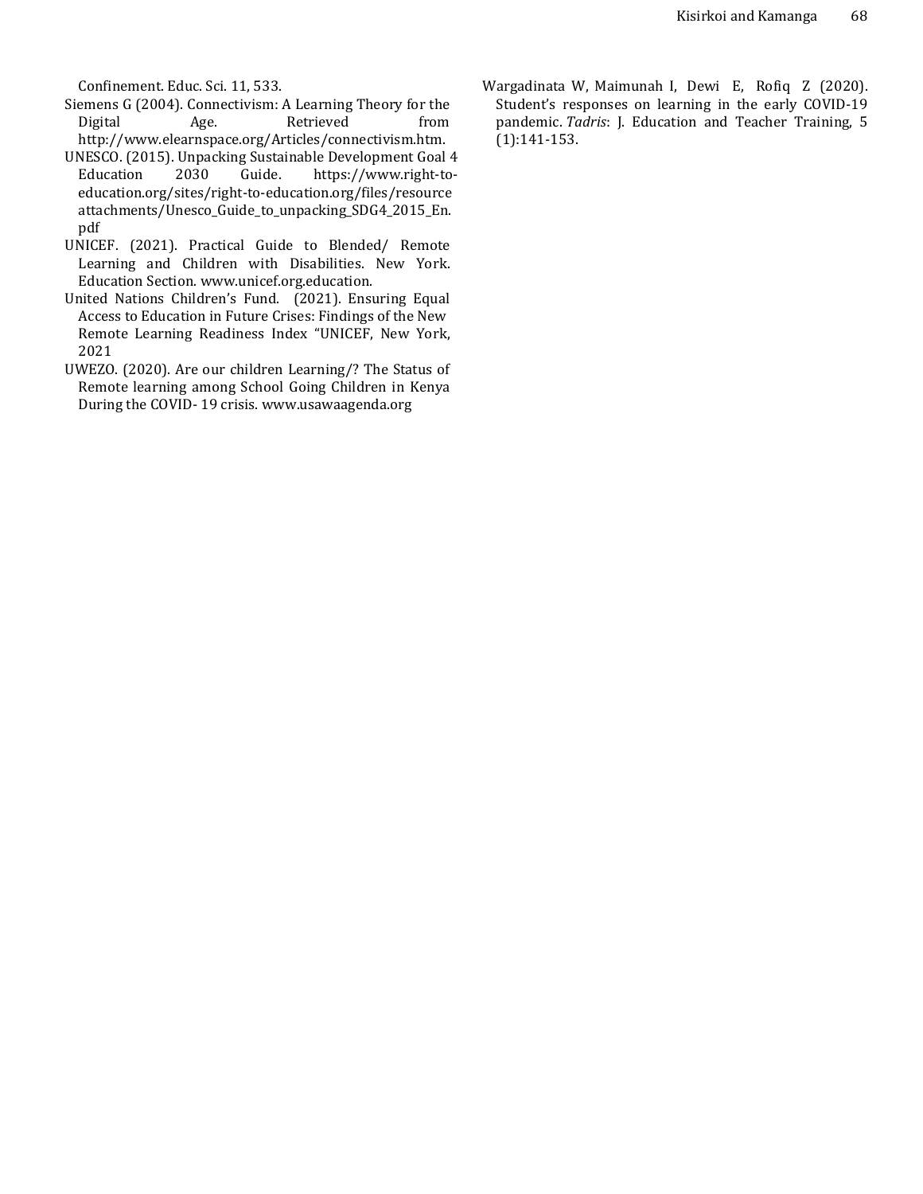Confinement. Educ. Sci. 11, 533.

Siemens G (2004). Connectivism: A Learning Theory for the Digital Age. Retrieved from http://www.elearnspace.org/Articles/connectivism.htm.

UNESCO. (2015). Unpacking Sustainable Development Goal 4 Education 2030 Guide. https://www.right-to-education.org/sites/right-to-education.org/files/resource attachments/Unesco_Guide_to_unpacking_SDG4_2015_En.pdf

UNICEF. (2021). Practical Guide to Blended/ Remote Learning and Children with Disabilities. New York. Education Section. www.unicef.org.education.

United Nations Children's Fund. (2021). Ensuring Equal Access to Education in Future Crises: Findings of the New Remote Learning Readiness Index "UNICEF, New York, 2021

UWEZO. (2020). Are our children Learning/? The Status of Remote learning among School Going Children in Kenya During the COVID- 19 crisis. www.usawaagenda.org

Wargadinata W, Maimunah I, Dewi E, Rofiq Z (2020). Student's responses on learning in the early COVID-19 pandemic. *Tadris*: J. Education and Teacher Training, 5 (1):141-153.